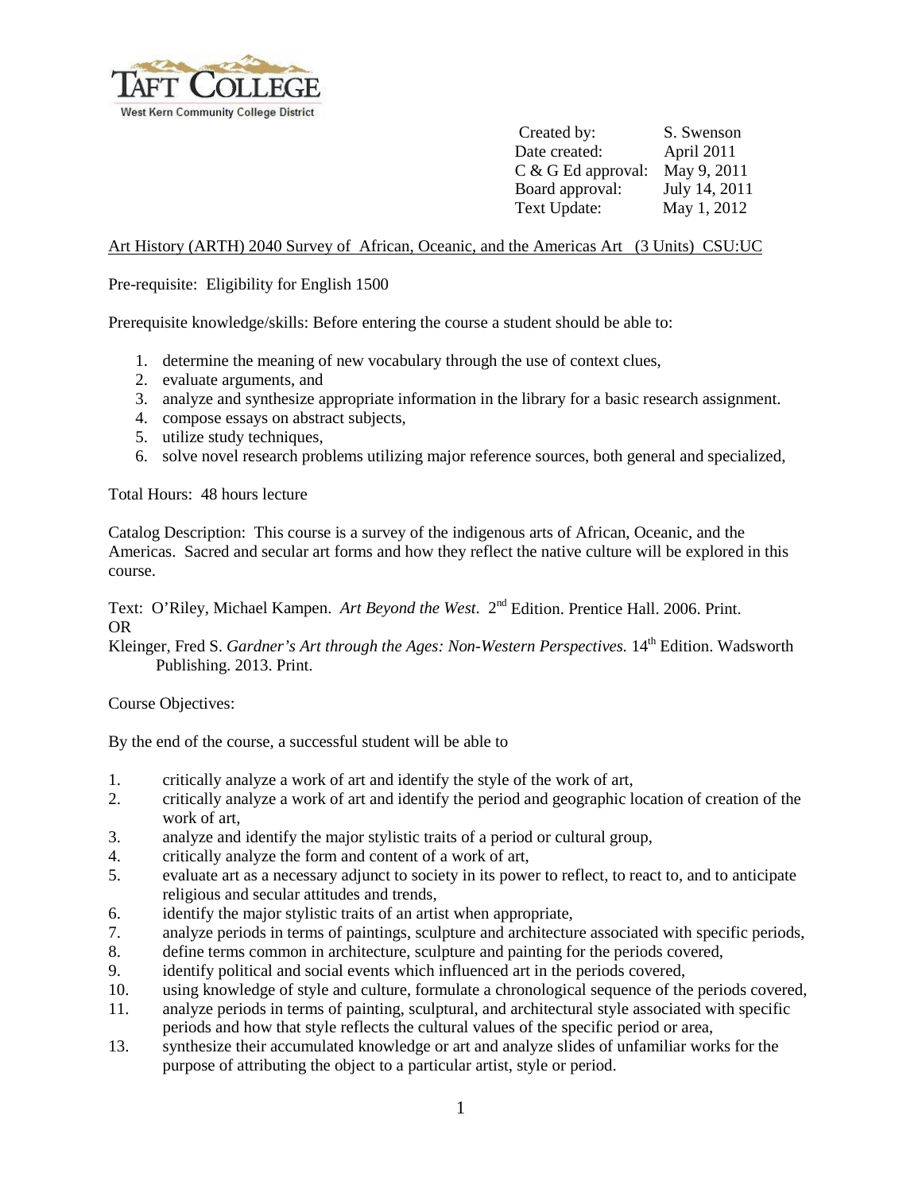Taft College
West Kern Community College District

Created by: S. Swenson
Date created: April 2011
C & G Ed approval: May 9, 2011
Board approval: July 14, 2011
Text Update: May 1, 2012

Art History (ARTH) 2040 Survey of African, Oceanic, and the Americas Art (3 Units) CSU:UC

Pre-requisite: Eligibility for English 1500

Prerequisite knowledge/skills: Before entering the course a student should be able to:

1. determine the meaning of new vocabulary through the use of context clues,
2. evaluate arguments, and
3. analyze and synthesize appropriate information in the library for a basic research assignment.
4. compose essays on abstract subjects,
5. utilize study techniques,
6. solve novel research problems utilizing major reference sources, both general and specialized,

Total Hours: 48 hours lecture

Catalog Description: This course is a survey of the indigenous arts of African, Oceanic, and the Americas. Sacred and secular art forms and how they reflect the native culture will be explored in this course.

Text: O'Riley, Michael Kampen. *Art Beyond the West*. 2nd Edition. Prentice Hall. 2006. Print.
OR
Kleinger, Fred S. *Gardner's Art through the Ages: Non-Western Perspectives.* 14th Edition. Wadsworth Publishing. 2013. Print.

Course Objectives:

By the end of the course, a successful student will be able to

1. critically analyze a work of art and identify the style of the work of art,
2. critically analyze a work of art and identify the period and geographic location of creation of the work of art,
3. analyze and identify the major stylistic traits of a period or cultural group,
4. critically analyze the form and content of a work of art,
5. evaluate art as a necessary adjunct to society in its power to reflect, to react to, and to anticipate religious and secular attitudes and trends,
6. identify the major stylistic traits of an artist when appropriate,
7. analyze periods in terms of paintings, sculpture and architecture associated with specific periods,
8. define terms common in architecture, sculpture and painting for the periods covered,
9. identify political and social events which influenced art in the periods covered,
10. using knowledge of style and culture, formulate a chronological sequence of the periods covered,
11. analyze periods in terms of painting, sculptural, and architectural style associated with specific periods and how that style reflects the cultural values of the specific period or area,
13. synthesize their accumulated knowledge or art and analyze slides of unfamiliar works for the purpose of attributing the object to a particular artist, style or period.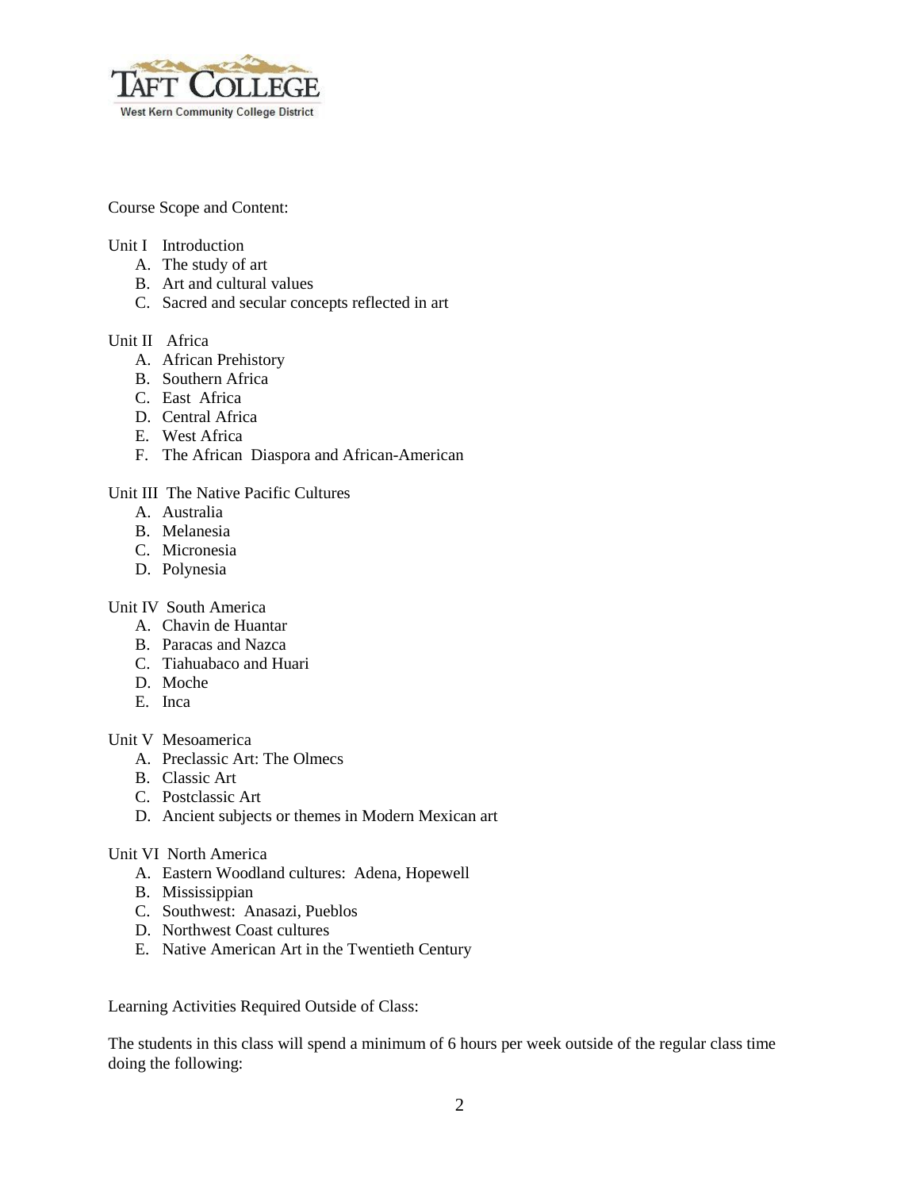Course Scope and Content:

Unit I Introduction

A. The study of art
B. Art and cultural values
C. Sacred and secular concepts reflected in art

Unit II Africa

A. African Prehistory
B. Southern Africa
C. East Africa
D. Central Africa
E. West Africa
F. The African Diaspora and African-American

Unit III The Native Pacific Cultures

A. Australia
B. Melanesia
C. Micronesia
D. Polynesia

Unit IV South America

A. Chavin de Huantar
B. Paracas and Nazca
C. Tiahuabaco and Huari
D. Moche
E. Inca

Unit V Mesoamerica

A. Preclassic Art: The Olmecs
B. Classic Art
C. Postclassic Art
D. Ancient subjects or themes in Modern Mexican art

Unit VI North America

A. Eastern Woodland cultures: Adena, Hopewell
B. Mississippian
C. Southwest: Anasazi, Pueblos
D. Northwest Coast cultures
E. Native American Art in the Twentieth Century

Learning Activities Required Outside of Class:

The students in this class will spend a minimum of 6 hours per week outside of the regular class time doing the following: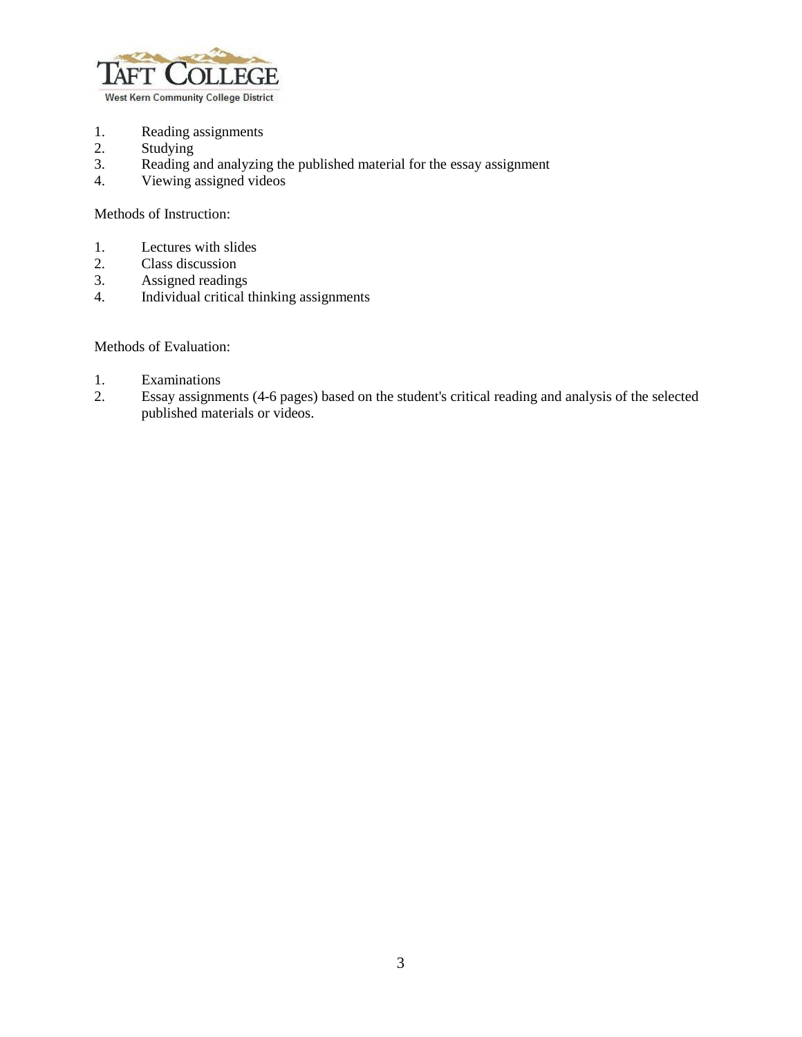1. Reading assignments
2. Studying
3. Reading and analyzing the published material for the essay assignment
4. Viewing assigned videos

Methods of Instruction:

1. Lectures with slides
2. Class discussion
3. Assigned readings
4. Individual critical thinking assignments

Methods of Evaluation:

1. Examinations
2. Essay assignments (4-6 pages) based on the student's critical reading and analysis of the selected published materials or videos.